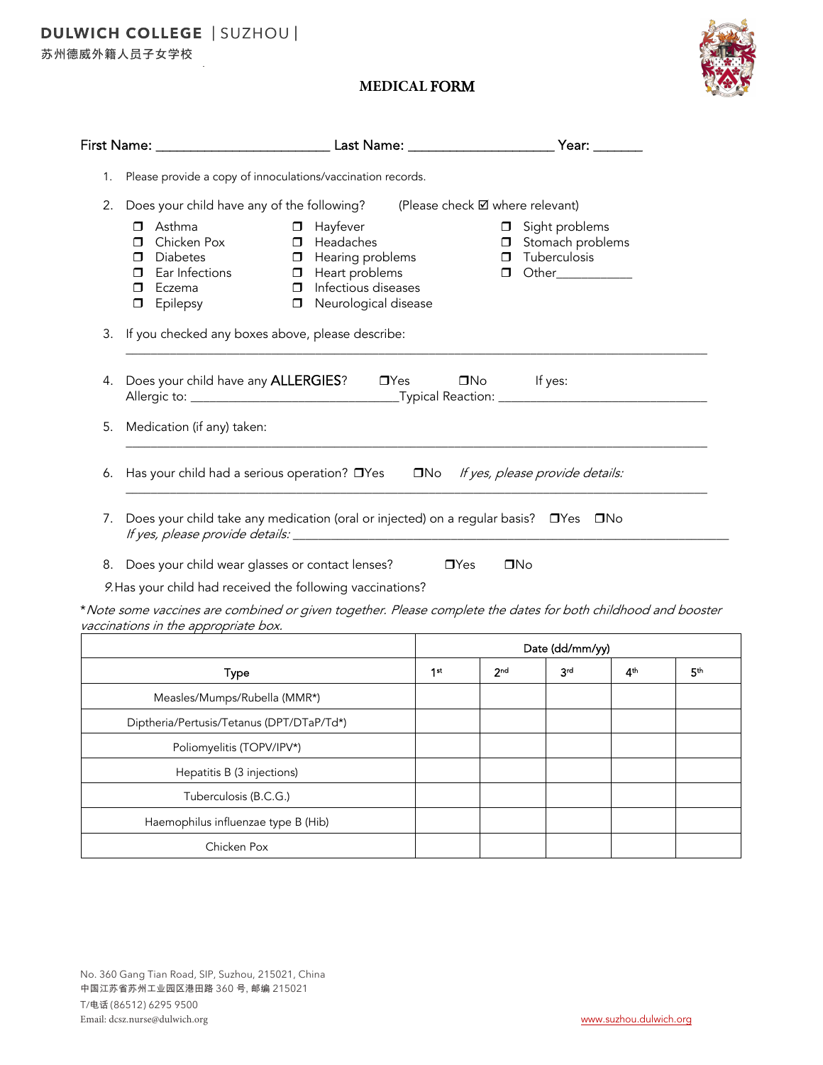DULWICH COLLEGE | SUZHOU |
苏州德威外籍人员子女学校

# MEDICAL FORM

First Name: ________________________ Last Name: ____________________ Year: _______

1. Please provide a copy of innoculations/vaccination records.

2. Does your child have any of the following? (Please check ☑ where relevant)

   - ❐ Asthma
   - ❐ Chicken Pox
   - ❐ Diabetes
   - ❐ Ear Infections
   - ❐ Eczema
   - ❐ Epilepsy
   - ❐ Hayfever
   - ❐ Headaches
   - ❐ Hearing problems
   - ❐ Heart problems
   - ❐ Infectious diseases
   - ❐ Neurological disease
   - ❐ Sight problems
   - ❐ Stomach problems
   - ❐ Tuberculosis
   - ❐ Other___________

3. If you checked any boxes above, please describe:
   ________________________________________________________________________________

4. Does your child have any ALLERGIES? ❐Yes ❐No If yes:
   Allergic to: ______________________________Typical Reaction: ______________________________

5. Medication (if any) taken:
   ________________________________________________________________________________

6. Has your child had a serious operation? ❐Yes ❐No *If yes, please provide details:*
   ________________________________________________________________________________

7. Does your child take any medication (oral or injected) on a regular basis? ❐Yes ❐No
   *If yes, please provide details:* ______________________________________________________________

8. Does your child wear glasses or contact lenses? ❐Yes ❐No

9. Has your child had received the following vaccinations?

**Note some vaccines are combined or given together. Please complete the dates for both childhood and booster vaccinations in the appropriate box.*

| | Date (dd/mm/yy) | | | | |
|---|---|---|---|---|---|
| Type | 1st | 2nd | 3rd | 4th | 5th |
| Measles/Mumps/Rubella (MMR*) | | | | | |
| Diptheria/Pertusis/Tetanus (DPT/DTaP/Td*) | | | | | |
| Poliomyelitis (TOPV/IPV*) | | | | | |
| Hepatitis B (3 injections) | | | | | |
| Tuberculosis (B.C.G.) | | | | | |
| Haemophilus influenzae type B (Hib) | | | | | |
| Chicken Pox | | | | | |

No. 360 Gang Tian Road, SIP, Suzhou, 215021, China
中国江苏省苏州工业园区港田路 360 号, 邮编 215021
T/电话 (86512) 6295 9500
Email: dcsz.nurse@dulwich.org
www.suzhou.dulwich.org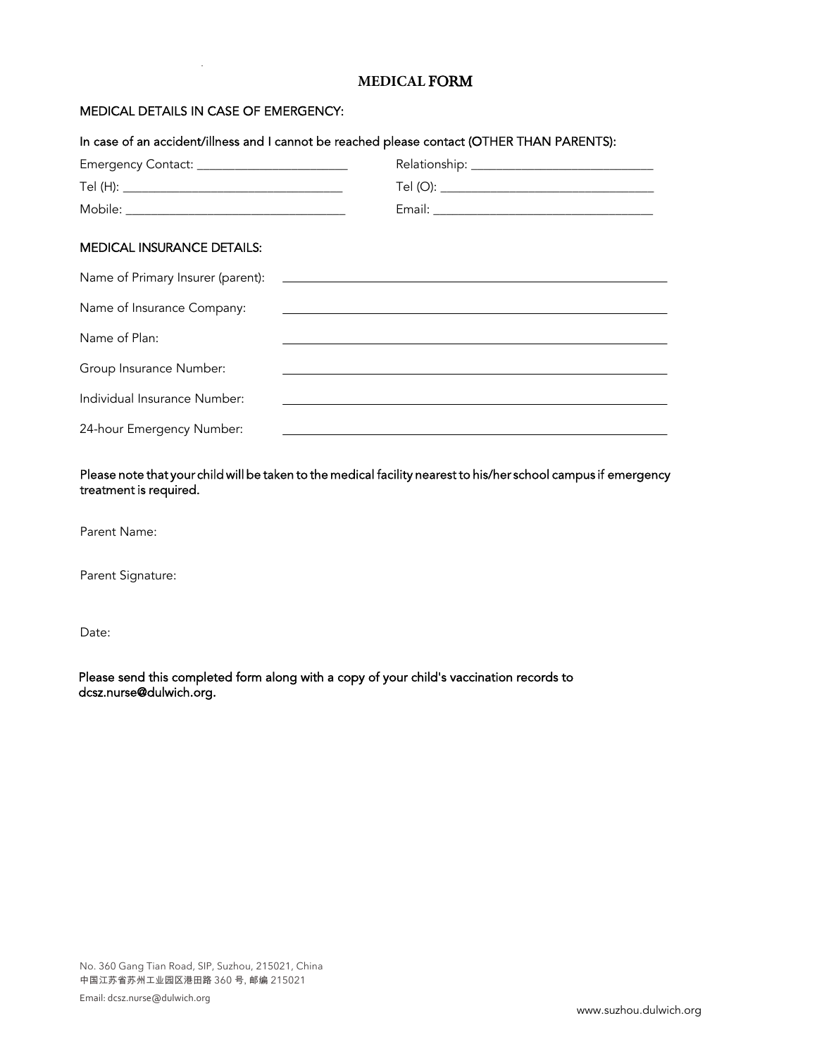# MEDICAL FORM

MEDICAL DETAILS IN CASE OF EMERGENCY:

In case of an accident/illness and I cannot be reached please contact (OTHER THAN PARENTS):

Emergency Contact: _______________________ Relationship: ___________________________

Tel (H): _________________________________ Tel (O): ________________________________

Mobile: _________________________________ Email: _________________________________

MEDICAL INSURANCE DETAILS:

Name of Primary Insurer (parent): ____________________________________________________

Name of Insurance Company: ____________________________________________________

Name of Plan: ____________________________________________________

Group Insurance Number: ____________________________________________________

Individual Insurance Number: ____________________________________________________

24-hour Emergency Number: ____________________________________________________

Please note that your child will be taken to the medical facility nearest to his/her school campus if emergency treatment is required.

Parent Name:

Parent Signature:

Date:

Please send this completed form along with a copy of your child's vaccination records to dcsz.nurse@dulwich.org.

No. 360 Gang Tian Road, SIP, Suzhou, 215021, China
中国江苏省苏州工业园区港田路 360 号, 邮编 215021

Email: dcsz.nurse@dulwich.org

www.suzhou.dulwich.org